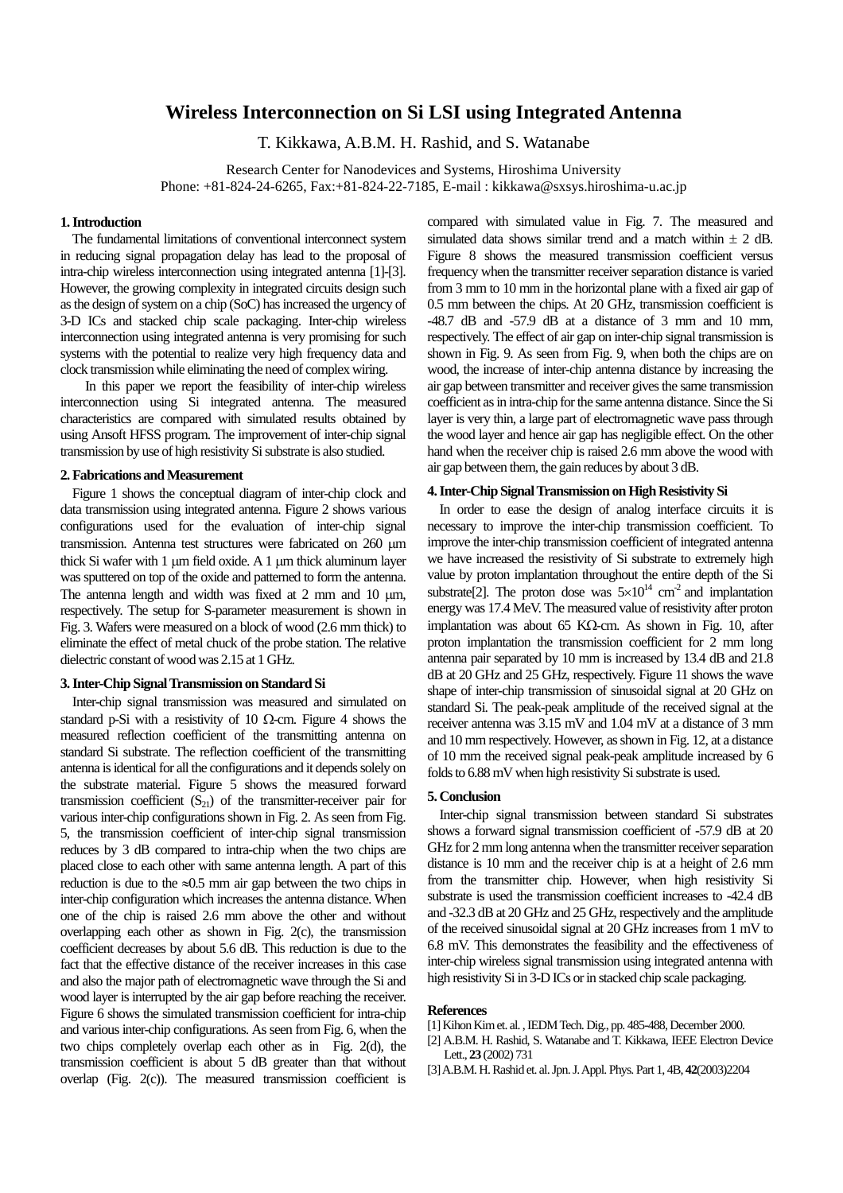# Wireless Interconnection on Si LSI using Integrated Antenna

T. Kikkawa, A.B.M. H. Rashid, and S. Watanabe

Research Center for Nanodevices and Systems, Hiroshima University
Phone: +81-824-24-6265, Fax:+81-824-22-7185, E-mail : kikkawa@sxsys.hiroshima-u.ac.jp

## 1. Introduction

The fundamental limitations of conventional interconnect system in reducing signal propagation delay has lead to the proposal of intra-chip wireless interconnection using integrated antenna [1]-[3]. However, the growing complexity in integrated circuits design such as the design of system on a chip (SoC) has increased the urgency of 3-D ICs and stacked chip scale packaging. Inter-chip wireless interconnection using integrated antenna is very promising for such systems with the potential to realize very high frequency data and clock transmission while eliminating the need of complex wiring.

In this paper we report the feasibility of inter-chip wireless interconnection using Si integrated antenna. The measured characteristics are compared with simulated results obtained by using Ansoft HFSS program. The improvement of inter-chip signal transmission by use of high resistivity Si substrate is also studied.

## 2. Fabrications and Measurement

Figure 1 shows the conceptual diagram of inter-chip clock and data transmission using integrated antenna. Figure 2 shows various configurations used for the evaluation of inter-chip signal transmission. Antenna test structures were fabricated on 260 μm thick Si wafer with 1 μm field oxide. A 1 μm thick aluminum layer was sputtered on top of the oxide and patterned to form the antenna. The antenna length and width was fixed at 2 mm and 10 μm, respectively. The setup for S-parameter measurement is shown in Fig. 3. Wafers were measured on a block of wood (2.6 mm thick) to eliminate the effect of metal chuck of the probe station. The relative dielectric constant of wood was 2.15 at 1 GHz.

## 3. Inter-Chip Signal Transmission on Standard Si

Inter-chip signal transmission was measured and simulated on standard p-Si with a resistivity of 10 Ω-cm. Figure 4 shows the measured reflection coefficient of the transmitting antenna on standard Si substrate. The reflection coefficient of the transmitting antenna is identical for all the configurations and it depends solely on the substrate material. Figure 5 shows the measured forward transmission coefficient ($S_{21}$) of the transmitter-receiver pair for various inter-chip configurations shown in Fig. 2. As seen from Fig. 5, the transmission coefficient of inter-chip signal transmission reduces by 3 dB compared to intra-chip when the two chips are placed close to each other with same antenna length. A part of this reduction is due to the ≈0.5 mm air gap between the two chips in inter-chip configuration which increases the antenna distance. When one of the chip is raised 2.6 mm above the other and without overlapping each other as shown in Fig. 2(c), the transmission coefficient decreases by about 5.6 dB. This reduction is due to the fact that the effective distance of the receiver increases in this case and also the major path of electromagnetic wave through the Si and wood layer is interrupted by the air gap before reaching the receiver. Figure 6 shows the simulated transmission coefficient for intra-chip and various inter-chip configurations. As seen from Fig. 6, when the two chips completely overlap each other as in Fig. 2(d), the transmission coefficient is about 5 dB greater than that without overlap (Fig. 2(c)). The measured transmission coefficient is compared with simulated value in Fig. 7. The measured and simulated data shows similar trend and a match within ± 2 dB. Figure 8 shows the measured transmission coefficient versus frequency when the transmitter receiver separation distance is varied from 3 mm to 10 mm in the horizontal plane with a fixed air gap of 0.5 mm between the chips. At 20 GHz, transmission coefficient is -48.7 dB and -57.9 dB at a distance of 3 mm and 10 mm, respectively. The effect of air gap on inter-chip signal transmission is shown in Fig. 9. As seen from Fig. 9, when both the chips are on wood, the increase of inter-chip antenna distance by increasing the air gap between transmitter and receiver gives the same transmission coefficient as in intra-chip for the same antenna distance. Since the Si layer is very thin, a large part of electromagnetic wave pass through the wood layer and hence air gap has negligible effect. On the other hand when the receiver chip is raised 2.6 mm above the wood with air gap between them, the gain reduces by about 3 dB.

## 4. Inter-Chip Signal Transmission on High Resistivity Si

In order to ease the design of analog interface circuits it is necessary to improve the inter-chip transmission coefficient. To improve the inter-chip transmission coefficient of integrated antenna we have increased the resistivity of Si substrate to extremely high value by proton implantation throughout the entire depth of the Si substrate[2]. The proton dose was $5\times10^{14}$ cm$^{-2}$ and implantation energy was 17.4 MeV. The measured value of resistivity after proton implantation was about 65 KΩ-cm. As shown in Fig. 10, after proton implantation the transmission coefficient for 2 mm long antenna pair separated by 10 mm is increased by 13.4 dB and 21.8 dB at 20 GHz and 25 GHz, respectively. Figure 11 shows the wave shape of inter-chip transmission of sinusoidal signal at 20 GHz on standard Si. The peak-peak amplitude of the received signal at the receiver antenna was 3.15 mV and 1.04 mV at a distance of 3 mm and 10 mm respectively. However, as shown in Fig. 12, at a distance of 10 mm the received signal peak-peak amplitude increased by 6 folds to 6.88 mV when high resistivity Si substrate is used.

## 5. Conclusion

Inter-chip signal transmission between standard Si substrates shows a forward signal transmission coefficient of -57.9 dB at 20 GHz for 2 mm long antenna when the transmitter receiver separation distance is 10 mm and the receiver chip is at a height of 2.6 mm from the transmitter chip. However, when high resistivity Si substrate is used the transmission coefficient increases to -42.4 dB and -32.3 dB at 20 GHz and 25 GHz, respectively and the amplitude of the received sinusoidal signal at 20 GHz increases from 1 mV to 6.8 mV. This demonstrates the feasibility and the effectiveness of inter-chip wireless signal transmission using integrated antenna with high resistivity Si in 3-D ICs or in stacked chip scale packaging.

### References

[1] Kihon Kim et. al. , IEDM Tech. Dig., pp. 485-488, December 2000.

[2] A.B.M. H. Rashid, S. Watanabe and T. Kikkawa, IEEE Electron Device Lett., **23** (2002) 731

[3] A.B.M. H. Rashid et. al. Jpn. J. Appl. Phys. Part 1, 4B, **42**(2003)2204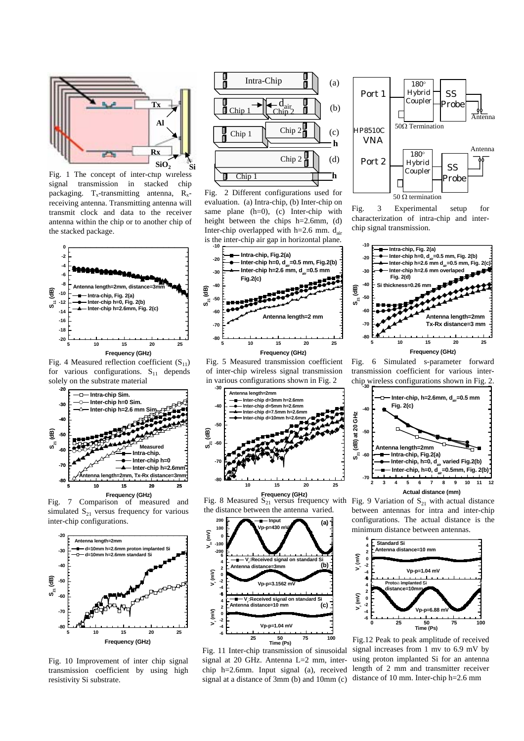Tx

Al

Rx

$SiO_2$

Si

Fig. 1 The concept of inter-chip wireless signal transmission in stacked chip packaging. $T_x$-transmitting antenna, $R_x$-receiving antenna. Transmitting antenna will transmit clock and data to the receiver antenna within the chip or to another chip of the stacked package.

Intra-Chip (a)

Chip 1 $d_{air}$ Chip 2 (b)

Chip 1 Chip 2 h (c)

Chip 2 Chip 1 h (d)

Fig. 2 Different configurations used for evaluation. (a) Intra-chip, (b) Inter-chip on same plane (h=0), (c) Inter-chip with height between the chips h=2.6mm, (d) Inter-chip overlapped with h=2.6 mm. $d_{air}$ is the inter-chip air gap in horizontal plane.

Port 1

180° Hybrid Coupler

SS Probe

Antenna

50Ω Termination

HP8510C VNA

Port 2

180° Hybrid Coupler

SS Probe

Antenna

50 Ω termination

Fig. 3 Experimental setup for characterization of intra-chip and inter-chip signal transmission.

Antenna length=2mm, distance=3mm

Intra-chip, Fig. 2(a)

Inter-chip h=0, Fig. 2(b)

Inter-chip h=2.6mm, Fig. 2(c)

$S_{11}$ (dB)

Frequency (GHz)

Fig. 4 Measured reflection coefficient ($S_{11}$) for various configurations. $S_{11}$ depends solely on the substrate material

Intra-chip, Fig.2(a)

Inter-chip h=0, $d_{air}$=0.5 mm, Fig.2(b)

Inter-chip h=2.6 mm, $d_{air}$=0.5 mm Fig.2(c)

Antenna length=2 mm

$S_{21}$ (dB)

Frequency (GHz)

Fig. 5 Measured transmission coefficient of inter-chip wireless signal transmission in various configurations shown in Fig. 2

Intra-chip, Fig. 2(a)

Inter-chip h=0, $d_{air}$=0.5 mm, Fig. 2(b)

Inter-chip h=2.6 mm $d_{air}$=0.5 mm, Fig. 2(c)

Inter-chip h=2.6 mm overlaped Fig. 2(d)

Si thickness=0.26 mm

Antenna length=2mm

Tx-Rx distance=3 mm

$S_{21}$ (dB)

Frequency (GHz)

Fig. 6 Simulated s-parameter forward transmission coefficient for various inter-chip wireless configurations shown in Fig. 2.

Intra-chip Sim.

Inter-chip h=0 Sim.

Inter-chip h=2.6 mm Sim.

Measured

Intra-chip.

Inter-chip h=0

Inter-chip h=2.6mm

Antenna length=2mm, Tx-Rx distance=3mm

$S_{21}$ (dB)

Frequency (GHz)

Fig. 7 Comparison of measured and simulated $S_{21}$ versus frequency for various inter-chip configurations.

Antenna length=2mm

Inter-chip d=3mm h=2.6mm

Inter-chip d=5mm h=2.6mm

Inter-chip d=7.5mm h=2.6mm

Inter-chip d=10mm h=2.6mm

$S_{21}$ (dB)

Frequency (GHz)

Fig. 8 Measured $S_{21}$ versus frequency with the distance between the antenna varied.

Inter-chip, h=2.6mm, $d_{air}$=0.5 mm Fig. 2(c)

Antenna length=2mm

Intra-chip, Fig.2(a)

Inter-chip, h=0, $d_{air}$ varied Fig.2(b)

Inter-chip, h=0, $d_{air}$=0.5mm, Fig. 2(b)

$S_{21}$ (dB) at 20 GHz

Actual distance (mm)

Fig. 9 Variation of $S_{21}$ with actual distance between antennas for intra and inter-chip configurations. The actual distance is the minimum distance between antennas.

Antenna length=2mm

d=10mm h=2.6mm proton implanted Si

d=10mm h=2.6mm standard Si

$S_{21}$ (dB)

Frequency (GHz)

Fig. 10 Improvement of inter chip signal transmission coefficient by using high resistivity Si substrate.

Input

Vp-p=430 mV

(a)

$V_{in}$ (mV)

$V_r$:Received signal on standard Si

Antenna distance=3mm

(b)

Vp-p=3.1562 mV

$V_r$ (mV)

$V_r$:Received signal on standard Si

Antenna distance=10 mm

(c)

Vp-p=1.04 mV

$V_r$ (mV)

Time (Ps)

Fig. 11 Inter-chip transmission of sinusoidal signal at 20 GHz. Antenna L=2 mm, inter-chip h=2.6mm. Input signal (a), received signal at a distance of 3mm (b) and 10mm (c)

Standard Si

Antenna distance=10 mm

Vp-p=1.04 mV

$V_r$ (mV)

Proton Implanted Si

distance=10mm

Vp-p=6.88 mV

$V_r$ (mV)

Time (Ps)

Fig.12 Peak to peak amplitude of received signal increases from 1 mv to 6.9 mV by using proton implanted Si for an antenna length of 2 mm and transmitter receiver distance of 10 mm. Inter-chip h=2.6 mm